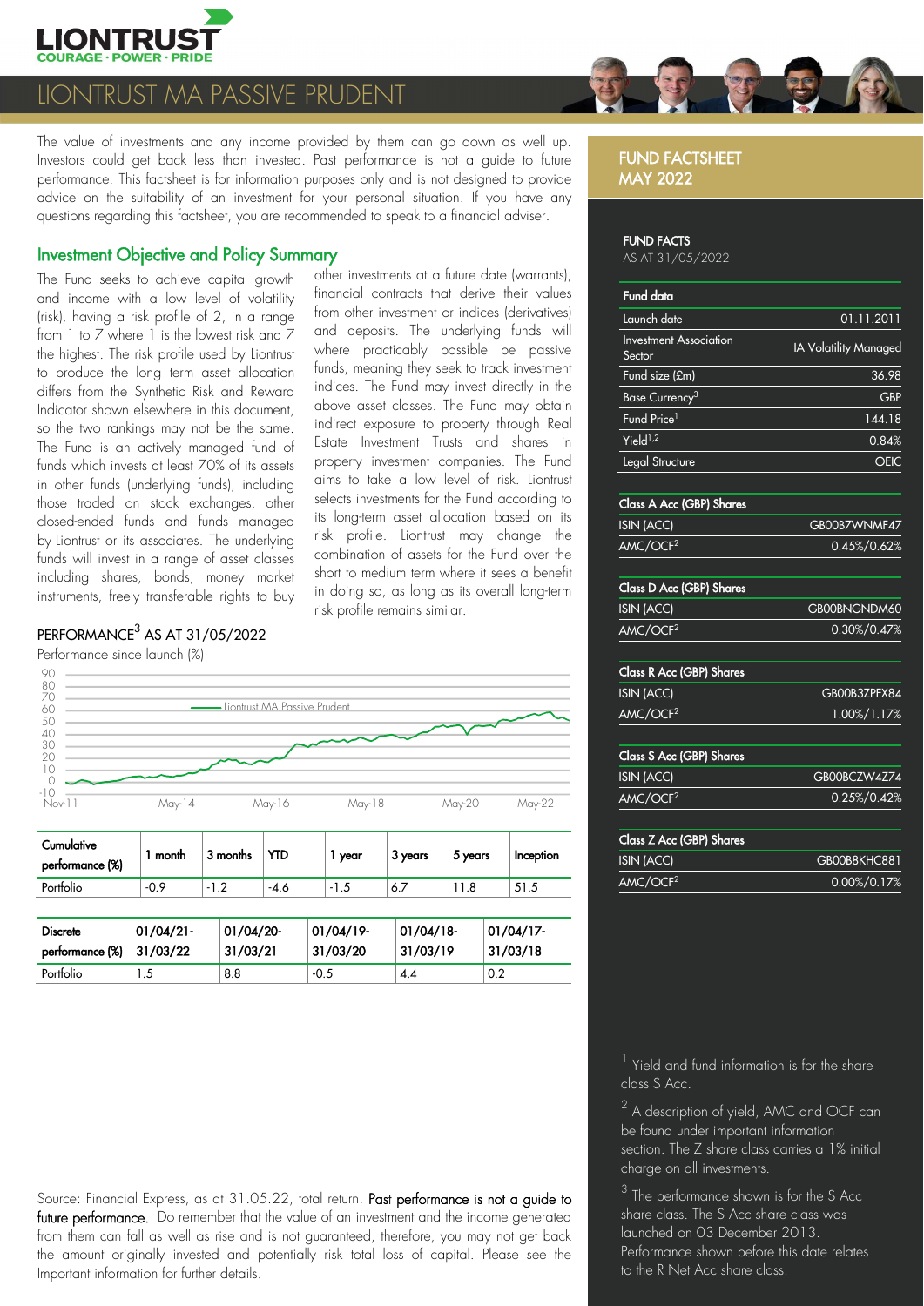# LIONTRUST MA PASSIVE PRUDENT

The value of investments and any income provided by them can go down as well up. Investors could get back less than invested. Past performance is not a guide to future performance. This factsheet is for information purposes only and is not designed to provide advice on the suitability of an investment for your personal situation. If you have any questions regarding this factsheet, you are recommended to speak to a financial adviser.

## Investment Objective and Policy Summary

The Fund seeks to achieve capital growth and income with a low level of volatility (risk), having a risk profile of 2, in a range from 1 to 7 where 1 is the lowest risk and 7 the highest. The risk profile used by Liontrust to produce the long term asset allocation differs from the Synthetic Risk and Reward Indicator shown elsewhere in this document, so the two rankings may not be the same. The Fund is an actively managed fund of funds which invests at least 70% of its assets in other funds (underlying funds), including those traded on stock exchanges, other closed-ended funds and funds managed by Liontrust or its associates. The underlying funds will invest in a range of asset classes including shares, bonds, money market instruments, freely transferable rights to buy other investments at a future date (warrants), financial contracts that derive their values from other investment or indices (derivatives) and deposits. The underlying funds will where practicably possible be passive funds, meaning they seek to track investment indices. The Fund may invest directly in the above asset classes. The Fund may obtain indirect exposure to property through Real Estate Investment Trusts and shares in property investment companies. The Fund aims to take a low level of risk. Liontrust selects investments for the Fund according to its long-term asset allocation based on its risk profile. Liontrust may change the combination of assets for the Fund over the short to medium term where it sees a benefit in doing so, as long as its overall long-term risk profile remains similar.

## PERFORMANCE[3] AS AT 31/05/2022

Performance since launch (%)

| Cumulative performance (%) | 1 month | 3 months | YTD | 1 year | 3 years | 5 years | Inception |
|---|---|---|---|---|---|---|---|
| Portfolio | -0.9 | -1.2 | -4.6 | -1.5 | 6.7 | 11.8 | 51.5 |

| Discrete performance (%) | 01/04/21-31/03/22 | 01/04/20-31/03/21 | 01/04/19-31/03/20 | 01/04/18-31/03/19 | 01/04/17-31/03/18 |
|---|---|---|---|---|---|
| Portfolio | 1.5 | 8.8 | -0.5 | 4.4 | 0.2 |

Source: Financial Express, as at 31.05.22, total return. **Past performance is not a guide to future performance.** Do remember that the value of an investment and the income generated from them can fall as well as rise and is not guaranteed, therefore, you may not get back the amount originally invested and potentially risk total loss of capital. Please see the Important information for further details.

## FUND FACTSHEET MAY 2022

### FUND FACTS

AS AT 31/05/2022

| Fund data | |
|---|---|
| Launch date | 01.11.2011 |
| Investment Association Sector | IA Volatility Managed |
| Fund size (£m) | 36.98 |
| Base Currency[3] | GBP |
| Fund Price[1] | 144.18 |
| Yield[1,2] | 0.84% |
| Legal Structure | OEIC |

| Class A Acc (GBP) Shares | |
|---|---|
| ISIN (ACC) | GB00B7WNMF47 |
| AMC/OCF[2] | 0.45%/0.62% |

| Class D Acc (GBP) Shares | |
|---|---|
| ISIN (ACC) | GB00BNGNDM60 |
| AMC/OCF[2] | 0.30%/0.47% |

| Class R Acc (GBP) Shares | |
|---|---|
| ISIN (ACC) | GB00B3ZPFX84 |
| AMC/OCF[2] | 1.00%/1.17% |

| Class S Acc (GBP) Shares | |
|---|---|
| ISIN (ACC) | GB00BCZW4Z74 |
| AMC/OCF[2] | 0.25%/0.42% |

| Class Z Acc (GBP) Shares | |
|---|---|
| ISIN (ACC) | GB00B8KHC881 |
| AMC/OCF[2] | 0.00%/0.17% |

[1] Yield and fund information is for the share class S Acc.

[2] A description of yield, AMC and OCF can be found under important information section. The Z share class carries a 1% initial charge on all investments.

[3] The performance shown is for the S Acc share class. The S Acc share class was launched on 03 December 2013. Performance shown before this date relates to the R Net Acc share class.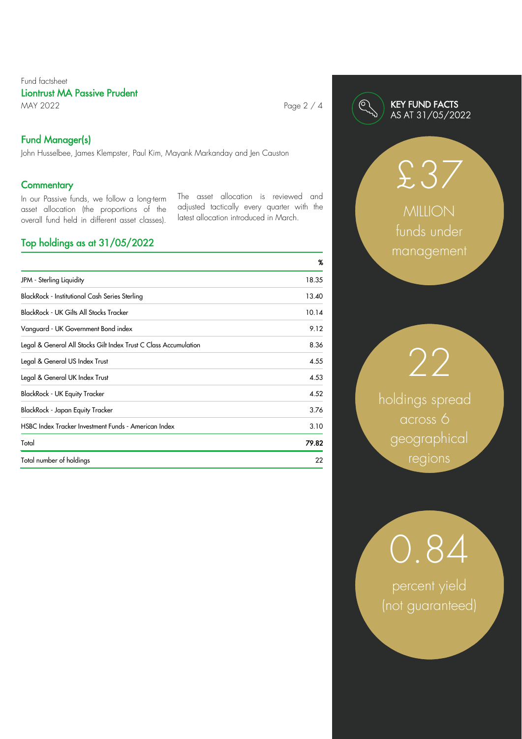Fund factsheet

**Liontrust MA Passive Prudent**

MAY 2022

## Fund Manager(s)

John Husselbee, James Klempster, Paul Kim, Mayank Markanday and Jen Causton

## Commentary

In our Passive funds, we follow a long-term asset allocation (the proportions of the overall fund held in different asset classes). The asset allocation is reviewed and adjusted tactically every quarter with the latest allocation introduced in March.

## Top holdings as at 31/05/2022

| | % |
|---|---|
| JPM - Sterling Liquidity | 18.35 |
| BlackRock - Institutional Cash Series Sterling | 13.40 |
| BlackRock - UK Gilts All Stocks Tracker | 10.14 |
| Vanguard - UK Government Bond index | 9.12 |
| Legal & General All Stocks Gilt Index Trust C Class Accumulation | 8.36 |
| Legal & General US Index Trust | 4.55 |
| Legal & General UK Index Trust | 4.53 |
| BlackRock - UK Equity Tracker | 4.52 |
| BlackRock - Japan Equity Tracker | 3.76 |
| HSBC Index Tracker Investment Funds - American Index | 3.10 |
| Total | **79.82** |
| Total number of holdings | 22 |

## KEY FUND FACTS AS AT 31/05/2022

£37 MILLION funds under management

22 holdings spread across 6 geographical regions

0.84 percent yield (not guaranteed)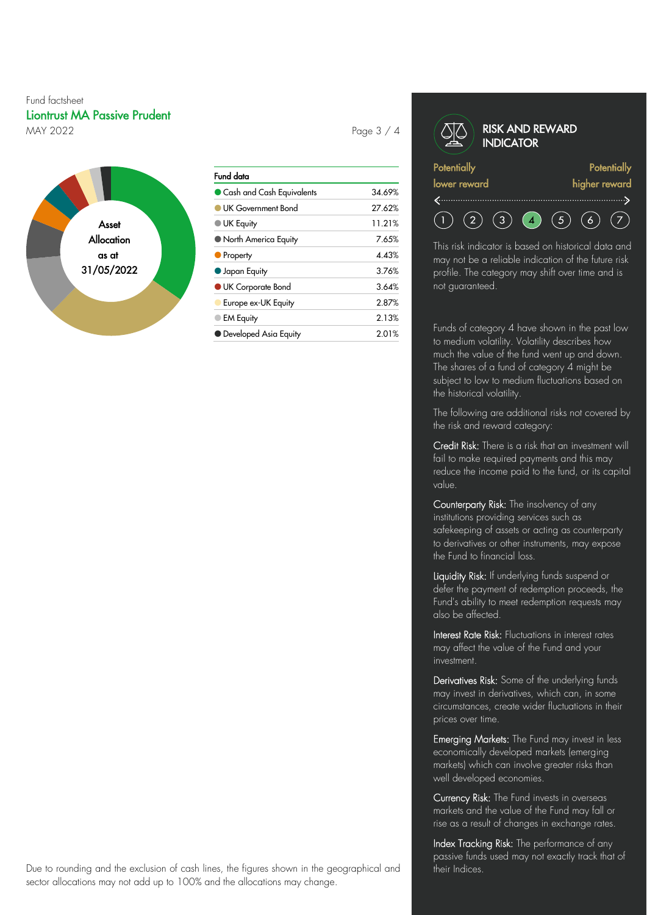Fund factsheet

## Liontrust MA Passive Prudent

MAY 2022

Asset Allocation as at 31/05/2022

| Fund data | |
|---|---|
| Cash and Cash Equivalents | 34.69% |
| UK Government Bond | 27.62% |
| UK Equity | 11.21% |
| North America Equity | 7.65% |
| Property | 4.43% |
| Japan Equity | 3.76% |
| UK Corporate Bond | 3.64% |
| Europe ex-UK Equity | 2.87% |
| EM Equity | 2.13% |
| Developed Asia Equity | 2.01% |

Due to rounding and the exclusion of cash lines, the figures shown in the geographical and sector allocations may not add up to 100% and the allocations may change.

## RISK AND REWARD INDICATOR

Potentially lower reward — Potentially higher reward

1 2 3 **4** 5 6 7

This risk indicator is based on historical data and may not be a reliable indication of the future risk profile. The category may shift over time and is not guaranteed.

Funds of category 4 have shown in the past low to medium volatility. Volatility describes how much the value of the fund went up and down. The shares of a fund of category 4 might be subject to low to medium fluctuations based on the historical volatility.

The following are additional risks not covered by the risk and reward category:

**Credit Risk:** There is a risk that an investment will fail to make required payments and this may reduce the income paid to the fund, or its capital value.

**Counterparty Risk:** The insolvency of any institutions providing services such as safekeeping of assets or acting as counterparty to derivatives or other instruments, may expose the Fund to financial loss.

**Liquidity Risk:** If underlying funds suspend or defer the payment of redemption proceeds, the Fund's ability to meet redemption requests may also be affected.

**Interest Rate Risk:** Fluctuations in interest rates may affect the value of the Fund and your investment.

**Derivatives Risk:** Some of the underlying funds may invest in derivatives, which can, in some circumstances, create wider fluctuations in their prices over time.

**Emerging Markets:** The Fund may invest in less economically developed markets (emerging markets) which can involve greater risks than well developed economies.

**Currency Risk:** The Fund invests in overseas markets and the value of the Fund may fall or rise as a result of changes in exchange rates.

**Index Tracking Risk:** The performance of any passive funds used may not exactly track that of their Indices.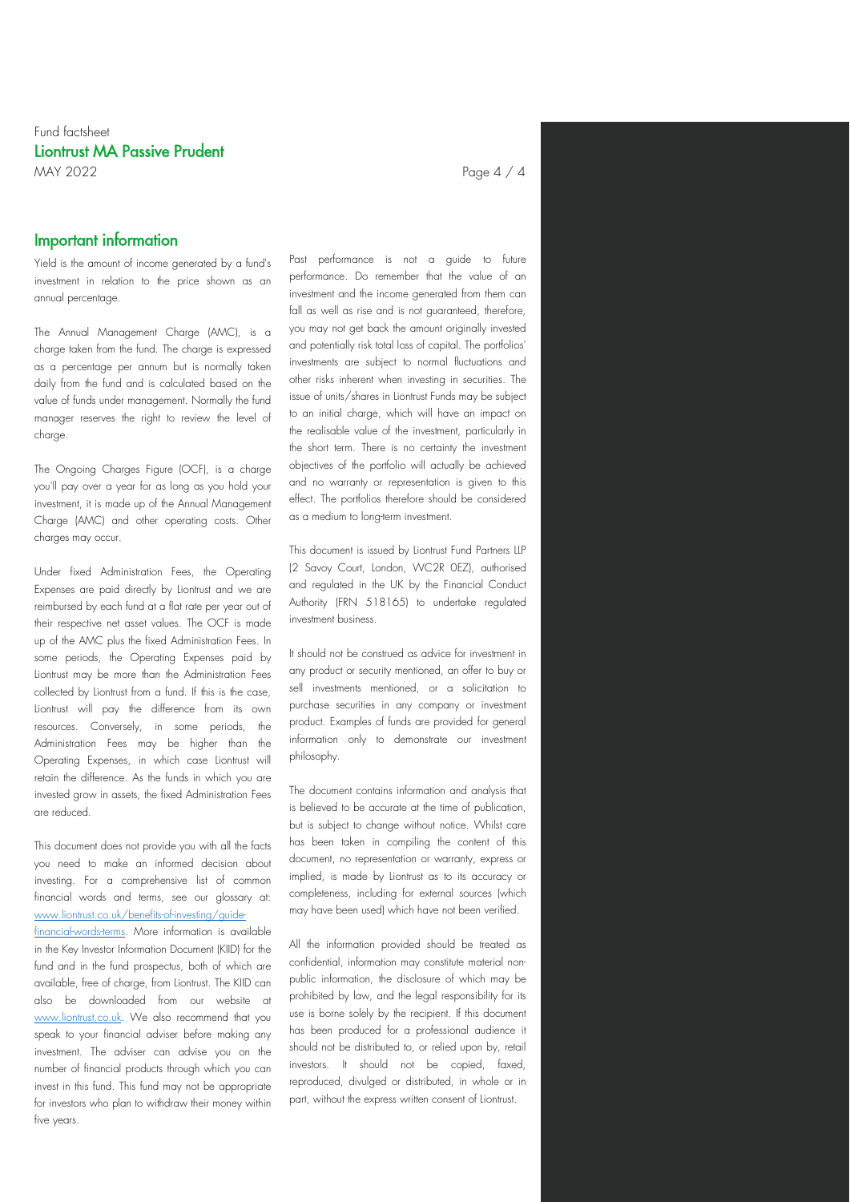## Important information

Yield is the amount of income generated by a fund's investment in relation to the price shown as an annual percentage.

The Annual Management Charge (AMC), is a charge taken from the fund. The charge is expressed as a percentage per annum but is normally taken daily from the fund and is calculated based on the value of funds under management. Normally the fund manager reserves the right to review the level of charge.

The Ongoing Charges Figure (OCF), is a charge you'll pay over a year for as long as you hold your investment, it is made up of the Annual Management Charge (AMC) and other operating costs. Other charges may occur.

Under fixed Administration Fees, the Operating Expenses are paid directly by Liontrust and we are reimbursed by each fund at a flat rate per year out of their respective net asset values. The OCF is made up of the AMC plus the fixed Administration Fees. In some periods, the Operating Expenses paid by Liontrust may be more than the Administration Fees collected by Liontrust from a fund. If this is the case, Liontrust will pay the difference from its own resources. Conversely, in some periods, the Administration Fees may be higher than the Operating Expenses, in which case Liontrust will retain the difference. As the funds in which you are invested grow in assets, the fixed Administration Fees are reduced.

This document does not provide you with all the facts you need to make an informed decision about investing. For a comprehensive list of common financial words and terms, see our glossary at: www.liontrust.co.uk/benefits-of-investing/guide-financial-words-terms. More information is available in the Key Investor Information Document (KIID) for the fund and in the fund prospectus, both of which are available, free of charge, from Liontrust. The KIID can also be downloaded from our website at www.liontrust.co.uk. We also recommend that you speak to your financial adviser before making any investment. The adviser can advise you on the number of financial products through which you can invest in this fund. This fund may not be appropriate for investors who plan to withdraw their money within five years.

Past performance is not a guide to future performance. Do remember that the value of an investment and the income generated from them can fall as well as rise and is not guaranteed, therefore, you may not get back the amount originally invested and potentially risk total loss of capital. The portfolios' investments are subject to normal fluctuations and other risks inherent when investing in securities. The issue of units/shares in Liontrust Funds may be subject to an initial charge, which will have an impact on the realisable value of the investment, particularly in the short term. There is no certainty the investment objectives of the portfolio will actually be achieved and no warranty or representation is given to this effect. The portfolios therefore should be considered as a medium to long-term investment.

This document is issued by Liontrust Fund Partners LLP (2 Savoy Court, London, WC2R 0EZ), authorised and regulated in the UK by the Financial Conduct Authority (FRN 518165) to undertake regulated investment business.

It should not be construed as advice for investment in any product or security mentioned, an offer to buy or sell investments mentioned, or a solicitation to purchase securities in any company or investment product. Examples of funds are provided for general information only to demonstrate our investment philosophy.

The document contains information and analysis that is believed to be accurate at the time of publication, but is subject to change without notice. Whilst care has been taken in compiling the content of this document, no representation or warranty, express or implied, is made by Liontrust as to its accuracy or completeness, including for external sources (which may have been used) which have not been verified.

All the information provided should be treated as confidential, information may constitute material non-public information, the disclosure of which may be prohibited by law, and the legal responsibility for its use is borne solely by the recipient. If this document has been produced for a professional audience it should not be distributed to, or relied upon by, retail investors. It should not be copied, faxed, reproduced, divulged or distributed, in whole or in part, without the express written consent of Liontrust.